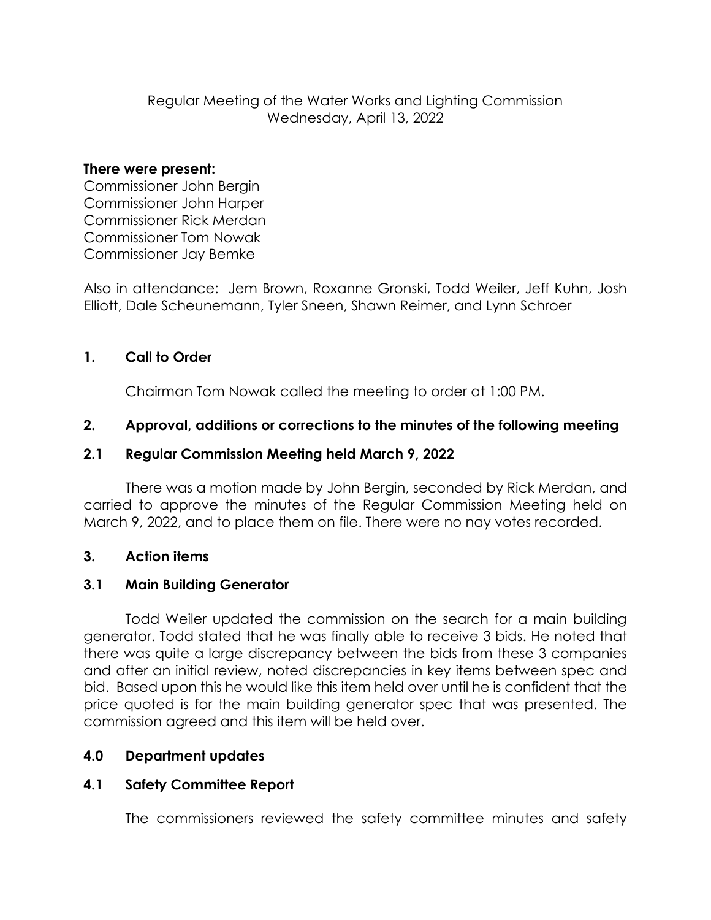Regular Meeting of the Water Works and Lighting Commission
Wednesday, April 13, 2022

**There were present:**
Commissioner John Bergin
Commissioner John Harper
Commissioner Rick Merdan
Commissioner Tom Nowak
Commissioner Jay Bemke

Also in attendance: Jem Brown, Roxanne Gronski, Todd Weiler, Jeff Kuhn, Josh Elliott, Dale Scheunemann, Tyler Sneen, Shawn Reimer, and Lynn Schroer

## 1. Call to Order

Chairman Tom Nowak called the meeting to order at 1:00 PM.

## 2. Approval, additions or corrections to the minutes of the following meeting

### 2.1 Regular Commission Meeting held March 9, 2022

There was a motion made by John Bergin, seconded by Rick Merdan, and carried to approve the minutes of the Regular Commission Meeting held on March 9, 2022, and to place them on file. There were no nay votes recorded.

## 3. Action items

### 3.1 Main Building Generator

Todd Weiler updated the commission on the search for a main building generator. Todd stated that he was finally able to receive 3 bids. He noted that there was quite a large discrepancy between the bids from these 3 companies and after an initial review, noted discrepancies in key items between spec and bid. Based upon this he would like this item held over until he is confident that the price quoted is for the main building generator spec that was presented. The commission agreed and this item will be held over.

## 4.0 Department updates

### 4.1 Safety Committee Report

The commissioners reviewed the safety committee minutes and safety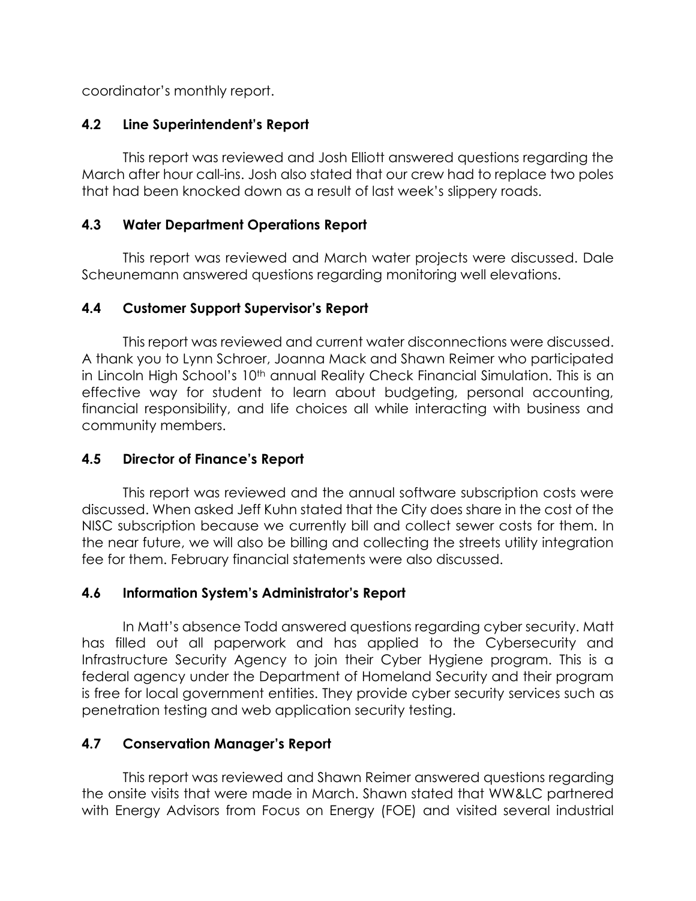coordinator's monthly report.

### 4.2 Line Superintendent's Report

This report was reviewed and Josh Elliott answered questions regarding the March after hour call-ins. Josh also stated that our crew had to replace two poles that had been knocked down as a result of last week's slippery roads.

### 4.3 Water Department Operations Report

This report was reviewed and March water projects were discussed. Dale Scheunemann answered questions regarding monitoring well elevations.

### 4.4 Customer Support Supervisor's Report

This report was reviewed and current water disconnections were discussed. A thank you to Lynn Schroer, Joanna Mack and Shawn Reimer who participated in Lincoln High School's 10th annual Reality Check Financial Simulation. This is an effective way for student to learn about budgeting, personal accounting, financial responsibility, and life choices all while interacting with business and community members.

### 4.5 Director of Finance's Report

This report was reviewed and the annual software subscription costs were discussed. When asked Jeff Kuhn stated that the City does share in the cost of the NISC subscription because we currently bill and collect sewer costs for them. In the near future, we will also be billing and collecting the streets utility integration fee for them. February financial statements were also discussed.

### 4.6 Information System's Administrator's Report

In Matt's absence Todd answered questions regarding cyber security. Matt has filled out all paperwork and has applied to the Cybersecurity and Infrastructure Security Agency to join their Cyber Hygiene program. This is a federal agency under the Department of Homeland Security and their program is free for local government entities. They provide cyber security services such as penetration testing and web application security testing.

### 4.7 Conservation Manager's Report

This report was reviewed and Shawn Reimer answered questions regarding the onsite visits that were made in March. Shawn stated that WW&LC partnered with Energy Advisors from Focus on Energy (FOE) and visited several industrial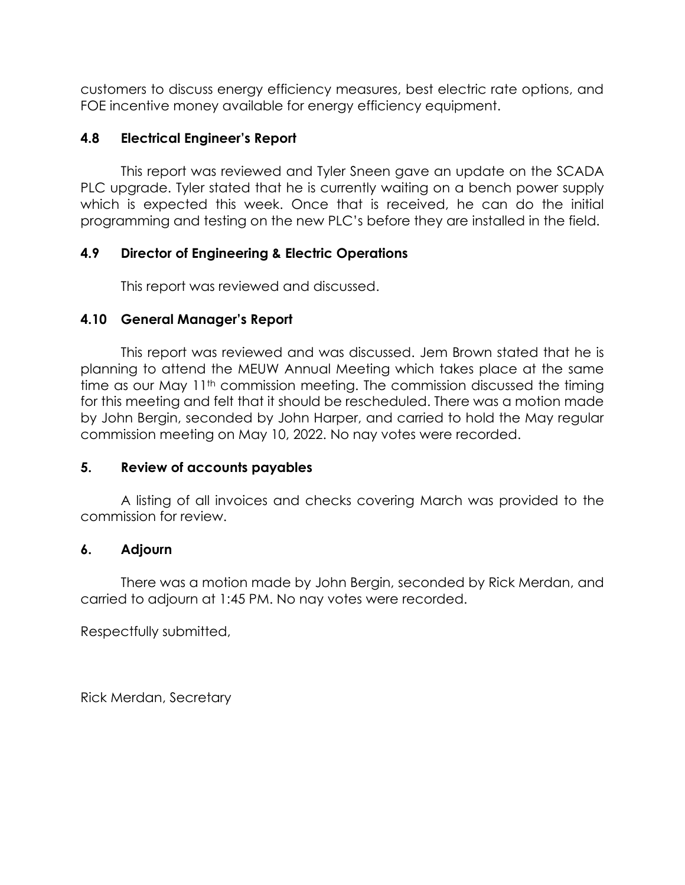customers to discuss energy efficiency measures, best electric rate options, and FOE incentive money available for energy efficiency equipment.

### 4.8 Electrical Engineer's Report

This report was reviewed and Tyler Sneen gave an update on the SCADA PLC upgrade. Tyler stated that he is currently waiting on a bench power supply which is expected this week. Once that is received, he can do the initial programming and testing on the new PLC's before they are installed in the field.

### 4.9 Director of Engineering & Electric Operations

This report was reviewed and discussed.

### 4.10 General Manager's Report

This report was reviewed and was discussed. Jem Brown stated that he is planning to attend the MEUW Annual Meeting which takes place at the same time as our May 11th commission meeting. The commission discussed the timing for this meeting and felt that it should be rescheduled. There was a motion made by John Bergin, seconded by John Harper, and carried to hold the May regular commission meeting on May 10, 2022. No nay votes were recorded.

### 5. Review of accounts payables

A listing of all invoices and checks covering March was provided to the commission for review.

### 6. Adjourn

There was a motion made by John Bergin, seconded by Rick Merdan, and carried to adjourn at 1:45 PM. No nay votes were recorded.

Respectfully submitted,

Rick Merdan, Secretary